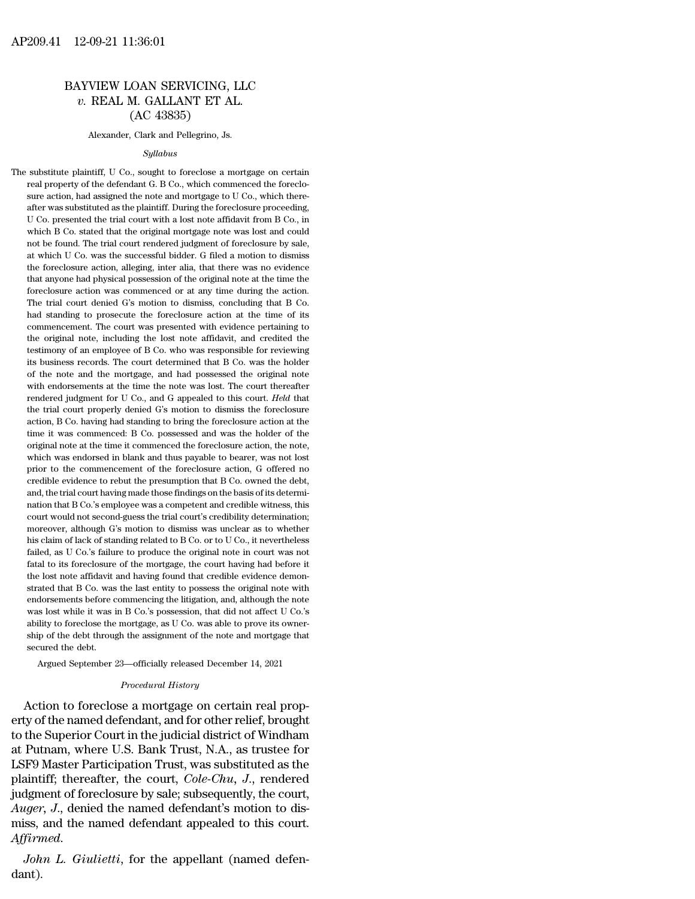BAYVIEW LOAN SERVICING, LLC *v.* REAL M. GALLANT ET AL. (AC 43835)

Alexander, Clark and Pellegrino, Js.

*Syllabus*

The substitute plaintiff, U Co., sought to foreclose a mortgage on certain real property of the defendant G. B Co., which commenced the foreclosure action, had assigned the note and mortgage to U Co., which thereafter was substituted as the plaintiff. During the foreclosure proceeding, U Co. presented the trial court with a lost note affidavit from B Co., in which B Co. stated that the original mortgage note was lost and could not be found. The trial court rendered judgment of foreclosure by sale, at which U Co. was the successful bidder. G filed a motion to dismiss the foreclosure action, alleging, inter alia, that there was no evidence that anyone had physical possession of the original note at the time the foreclosure action was commenced or at any time during the action. The trial court denied G's motion to dismiss, concluding that B Co. had standing to prosecute the foreclosure action at the time of its commencement. The court was presented with evidence pertaining to the original note, including the lost note affidavit, and credited the testimony of an employee of B Co. who was responsible for reviewing its business records. The court determined that B Co. was the holder of the note and the mortgage, and had possessed the original note with endorsements at the time the note was lost. The court thereafter rendered judgment for U Co., and G appealed to this court. *Held* that the trial court properly denied G's motion to dismiss the foreclosure action, B Co. having had standing to bring the foreclosure action at the time it was commenced: B Co. possessed and was the holder of the original note at the time it commenced the foreclosure action, the note, which was endorsed in blank and thus payable to bearer, was not lost prior to the commencement of the foreclosure action, G offered no credible evidence to rebut the presumption that B Co. owned the debt, and, the trial court having made those findings on the basis of its determination that B Co.'s employee was a competent and credible witness, this court would not second-guess the trial court's credibility determination; moreover, although G's motion to dismiss was unclear as to whether his claim of lack of standing related to B Co. or to U Co., it nevertheless failed, as U Co.'s failure to produce the original note in court was not fatal to its foreclosure of the mortgage, the court having had before it the lost note affidavit and having found that credible evidence demonstrated that B Co. was the last entity to possess the original note with endorsements before commencing the litigation, and, although the note was lost while it was in B Co.'s possession, that did not affect U Co.'s ability to foreclose the mortgage, as U Co. was able to prove its ownership of the debt through the assignment of the note and mortgage that secured the debt.

Argued September 23—officially released December 14, 2021

*Procedural History*

Action to foreclose a mortgage on certain real property of the named defendant, and for other relief, brought to the Superior Court in the judicial district of Windham at Putnam, where U.S. Bank Trust, N.A., as trustee for LSF9 Master Participation Trust, was substituted as the plaintiff; thereafter, the court, *Cole-Chu*, *J.*, rendered judgment of foreclosure by sale; subsequently, the court, *Auger*, *J.*, denied the named defendant's motion to dismiss, and the named defendant appealed to this court. *Affirmed.*

*John L. Giulietti*, for the appellant (named defendant).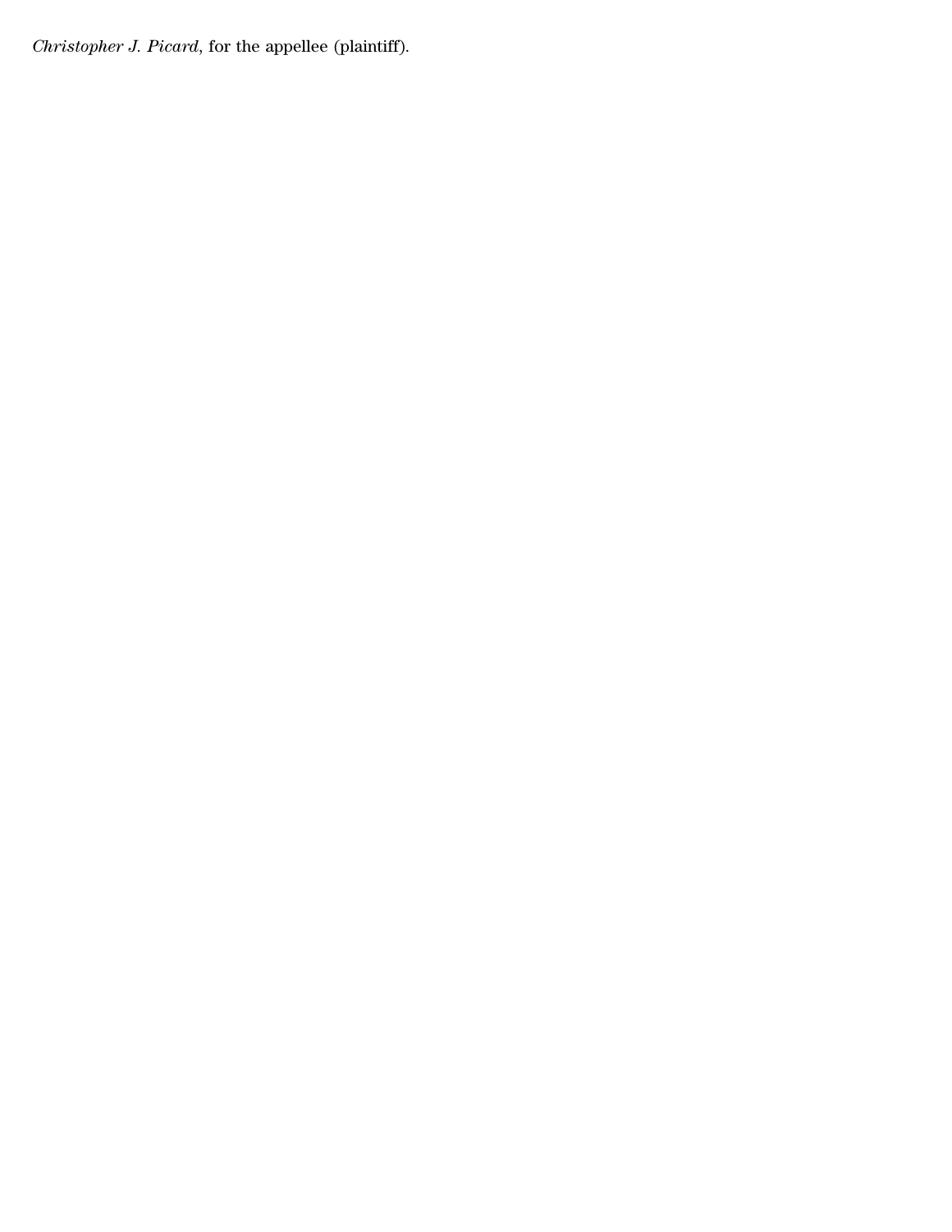*Christopher J. Picard*, for the appellee (plaintiff).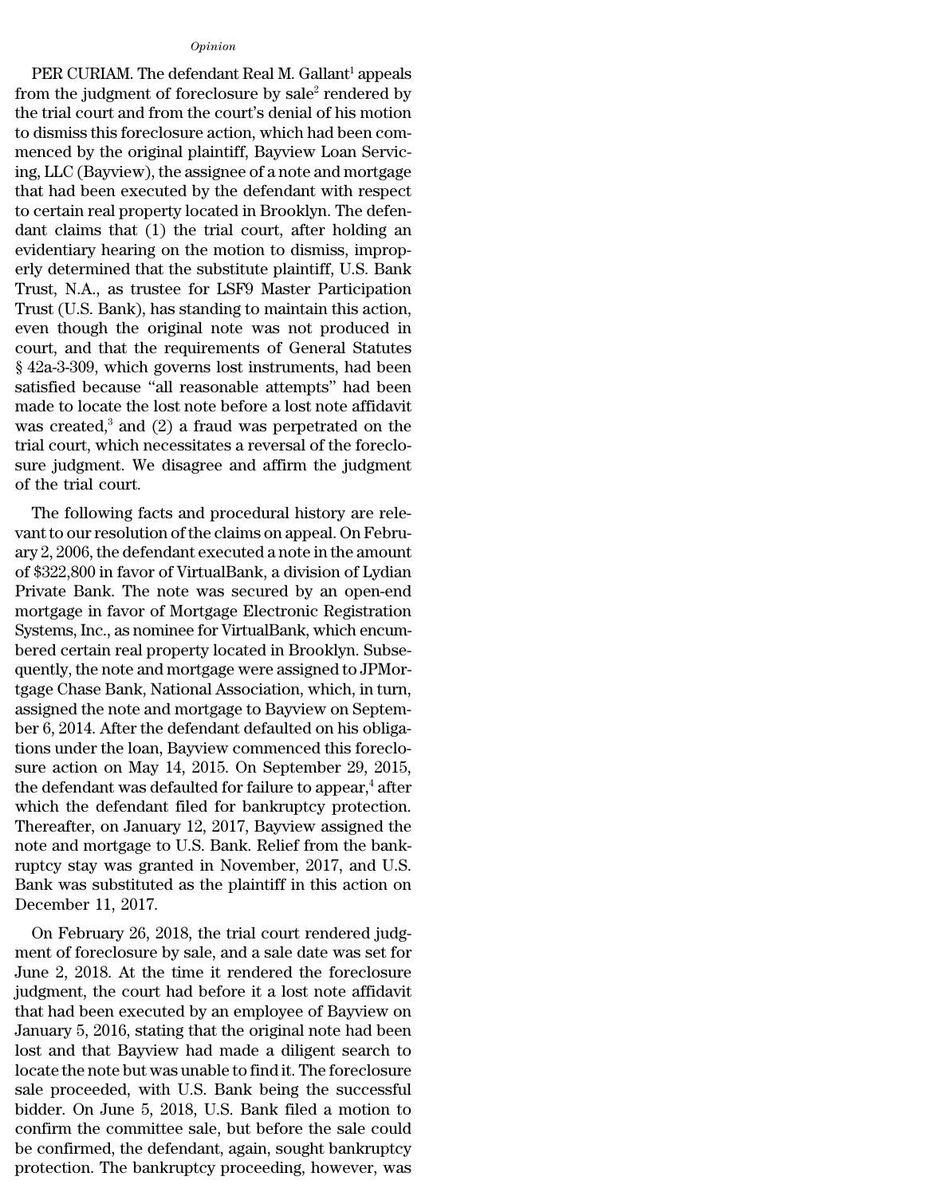*Opinion*

PER CURIAM. The defendant Real M. Gallant[1] appeals from the judgment of foreclosure by sale[2] rendered by the trial court and from the court's denial of his motion to dismiss this foreclosure action, which had been commenced by the original plaintiff, Bayview Loan Servicing, LLC (Bayview), the assignee of a note and mortgage that had been executed by the defendant with respect to certain real property located in Brooklyn. The defendant claims that (1) the trial court, after holding an evidentiary hearing on the motion to dismiss, improperly determined that the substitute plaintiff, U.S. Bank Trust, N.A., as trustee for LSF9 Master Participation Trust (U.S. Bank), has standing to maintain this action, even though the original note was not produced in court, and that the requirements of General Statutes § 42a-3-309, which governs lost instruments, had been satisfied because "all reasonable attempts" had been made to locate the lost note before a lost note affidavit was created,[3] and (2) a fraud was perpetrated on the trial court, which necessitates a reversal of the foreclosure judgment. We disagree and affirm the judgment of the trial court.

The following facts and procedural history are relevant to our resolution of the claims on appeal. On February 2, 2006, the defendant executed a note in the amount of $322,800 in favor of VirtualBank, a division of Lydian Private Bank. The note was secured by an open-end mortgage in favor of Mortgage Electronic Registration Systems, Inc., as nominee for VirtualBank, which encumbered certain real property located in Brooklyn. Subsequently, the note and mortgage were assigned to JPMortgage Chase Bank, National Association, which, in turn, assigned the note and mortgage to Bayview on September 6, 2014. After the defendant defaulted on his obligations under the loan, Bayview commenced this foreclosure action on May 14, 2015. On September 29, 2015, the defendant was defaulted for failure to appear,[4] after which the defendant filed for bankruptcy protection. Thereafter, on January 12, 2017, Bayview assigned the note and mortgage to U.S. Bank. Relief from the bankruptcy stay was granted in November, 2017, and U.S. Bank was substituted as the plaintiff in this action on December 11, 2017.

On February 26, 2018, the trial court rendered judgment of foreclosure by sale, and a sale date was set for June 2, 2018. At the time it rendered the foreclosure judgment, the court had before it a lost note affidavit that had been executed by an employee of Bayview on January 5, 2016, stating that the original note had been lost and that Bayview had made a diligent search to locate the note but was unable to find it. The foreclosure sale proceeded, with U.S. Bank being the successful bidder. On June 5, 2018, U.S. Bank filed a motion to confirm the committee sale, but before the sale could be confirmed, the defendant, again, sought bankruptcy protection. The bankruptcy proceeding, however, was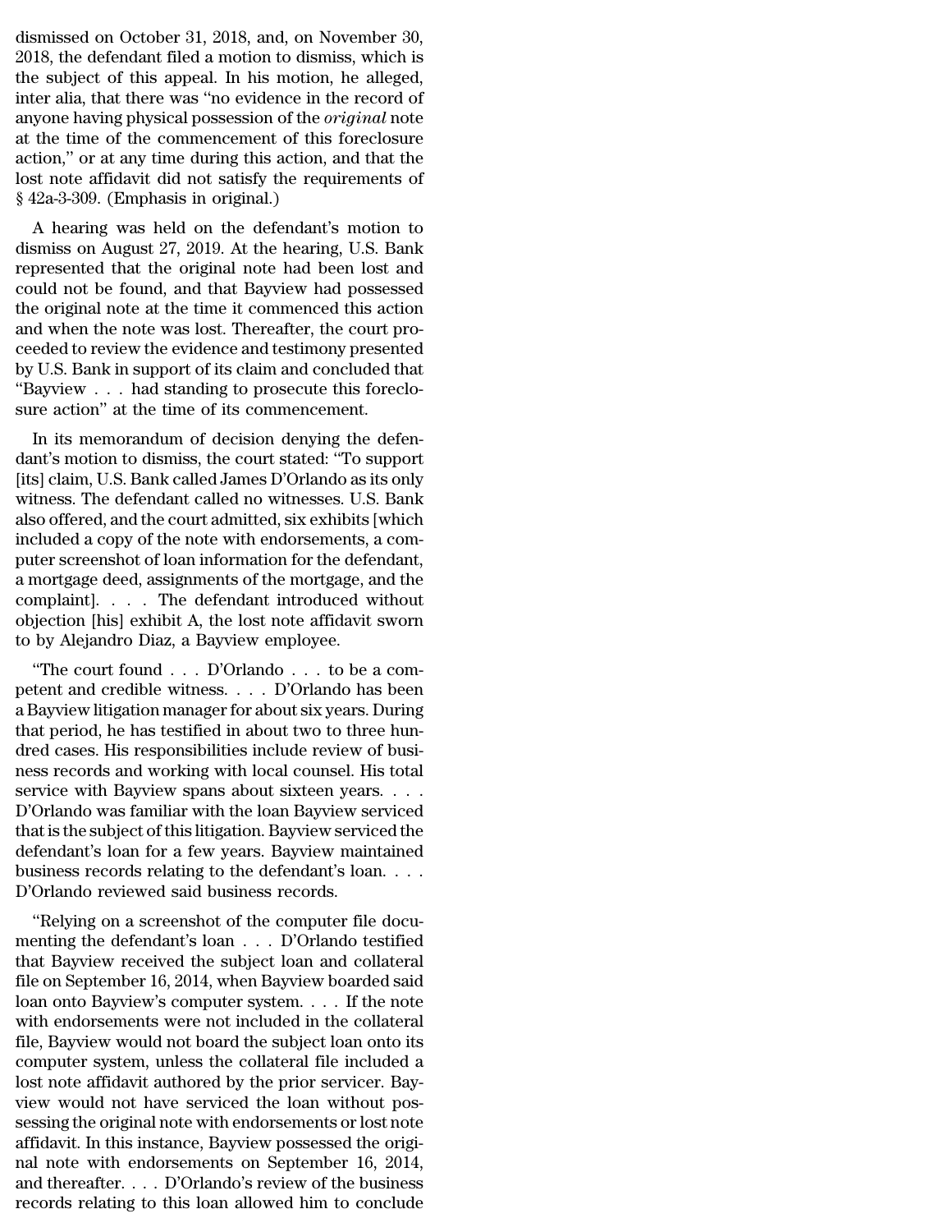dismissed on October 31, 2018, and, on November 30, 2018, the defendant filed a motion to dismiss, which is the subject of this appeal. In his motion, he alleged, inter alia, that there was "no evidence in the record of anyone having physical possession of the *original* note at the time of the commencement of this foreclosure action," or at any time during this action, and that the lost note affidavit did not satisfy the requirements of § 42a-3-309. (Emphasis in original.)

A hearing was held on the defendant's motion to dismiss on August 27, 2019. At the hearing, U.S. Bank represented that the original note had been lost and could not be found, and that Bayview had possessed the original note at the time it commenced this action and when the note was lost. Thereafter, the court proceeded to review the evidence and testimony presented by U.S. Bank in support of its claim and concluded that "Bayview . . . had standing to prosecute this foreclosure action" at the time of its commencement.

In its memorandum of decision denying the defendant's motion to dismiss, the court stated: "To support [its] claim, U.S. Bank called James D'Orlando as its only witness. The defendant called no witnesses. U.S. Bank also offered, and the court admitted, six exhibits [which included a copy of the note with endorsements, a computer screenshot of loan information for the defendant, a mortgage deed, assignments of the mortgage, and the complaint]. . . . The defendant introduced without objection [his] exhibit A, the lost note affidavit sworn to by Alejandro Diaz, a Bayview employee.

"The court found . . . D'Orlando . . . to be a competent and credible witness. . . . D'Orlando has been a Bayview litigation manager for about six years. During that period, he has testified in about two to three hundred cases. His responsibilities include review of business records and working with local counsel. His total service with Bayview spans about sixteen years. . . . D'Orlando was familiar with the loan Bayview serviced that is the subject of this litigation. Bayview serviced the defendant's loan for a few years. Bayview maintained business records relating to the defendant's loan. . . . D'Orlando reviewed said business records.

"Relying on a screenshot of the computer file documenting the defendant's loan . . . D'Orlando testified that Bayview received the subject loan and collateral file on September 16, 2014, when Bayview boarded said loan onto Bayview's computer system. . . . If the note with endorsements were not included in the collateral file, Bayview would not board the subject loan onto its computer system, unless the collateral file included a lost note affidavit authored by the prior servicer. Bayview would not have serviced the loan without possessing the original note with endorsements or lost note affidavit. In this instance, Bayview possessed the original note with endorsements on September 16, 2014, and thereafter. . . . D'Orlando's review of the business records relating to this loan allowed him to conclude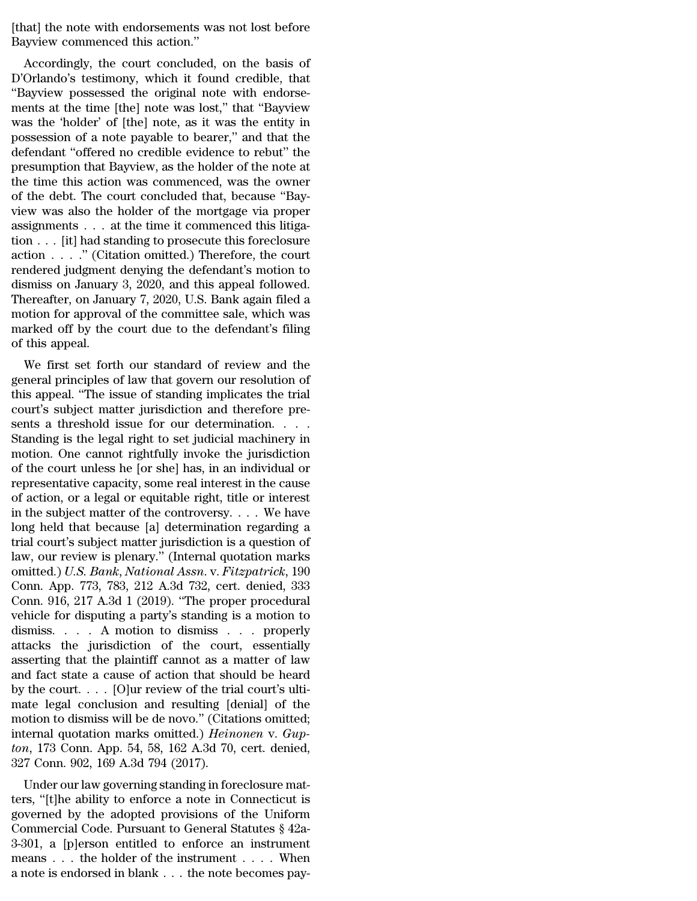[that] the note with endorsements was not lost before Bayview commenced this action."

Accordingly, the court concluded, on the basis of D'Orlando's testimony, which it found credible, that "Bayview possessed the original note with endorsements at the time [the] note was lost," that "Bayview was the 'holder' of [the] note, as it was the entity in possession of a note payable to bearer," and that the defendant "offered no credible evidence to rebut" the presumption that Bayview, as the holder of the note at the time this action was commenced, was the owner of the debt. The court concluded that, because "Bayview was also the holder of the mortgage via proper assignments . . . at the time it commenced this litigation . . . [it] had standing to prosecute this foreclosure action . . . ." (Citation omitted.) Therefore, the court rendered judgment denying the defendant's motion to dismiss on January 3, 2020, and this appeal followed. Thereafter, on January 7, 2020, U.S. Bank again filed a motion for approval of the committee sale, which was marked off by the court due to the defendant's filing of this appeal.

We first set forth our standard of review and the general principles of law that govern our resolution of this appeal. "The issue of standing implicates the trial court's subject matter jurisdiction and therefore presents a threshold issue for our determination. . . . Standing is the legal right to set judicial machinery in motion. One cannot rightfully invoke the jurisdiction of the court unless he [or she] has, in an individual or representative capacity, some real interest in the cause of action, or a legal or equitable right, title or interest in the subject matter of the controversy. . . . We have long held that because [a] determination regarding a trial court's subject matter jurisdiction is a question of law, our review is plenary." (Internal quotation marks omitted.) *U.S. Bank, National Assn.* v. *Fitzpatrick*, 190 Conn. App. 773, 783, 212 A.3d 732, cert. denied, 333 Conn. 916, 217 A.3d 1 (2019). "The proper procedural vehicle for disputing a party's standing is a motion to dismiss. . . . A motion to dismiss . . . properly attacks the jurisdiction of the court, essentially asserting that the plaintiff cannot as a matter of law and fact state a cause of action that should be heard by the court. . . . [O]ur review of the trial court's ultimate legal conclusion and resulting [denial] of the motion to dismiss will be de novo." (Citations omitted; internal quotation marks omitted.) *Heinonen* v. *Gupton*, 173 Conn. App. 54, 58, 162 A.3d 70, cert. denied, 327 Conn. 902, 169 A.3d 794 (2017).

Under our law governing standing in foreclosure matters, "[t]he ability to enforce a note in Connecticut is governed by the adopted provisions of the Uniform Commercial Code. Pursuant to General Statutes § 42a-3-301, a [p]erson entitled to enforce an instrument means . . . the holder of the instrument . . . . When a note is endorsed in blank . . . the note becomes pay-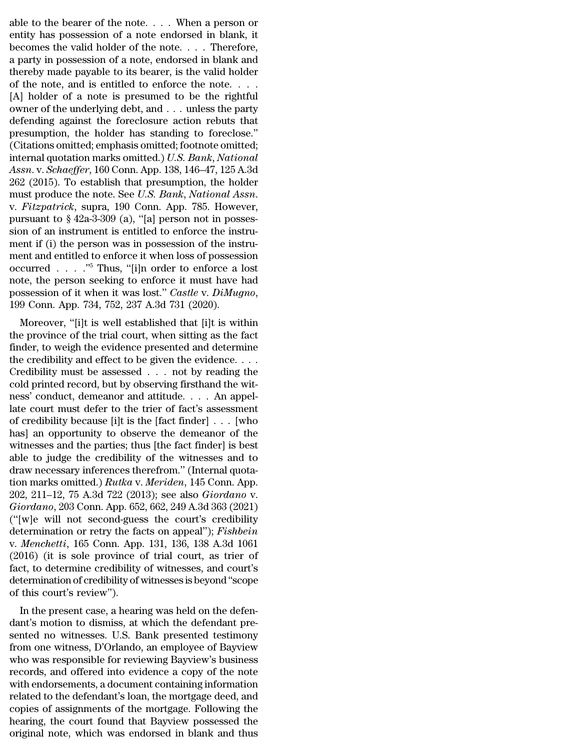able to the bearer of the note. . . . When a person or entity has possession of a note endorsed in blank, it becomes the valid holder of the note. . . . Therefore, a party in possession of a note, endorsed in blank and thereby made payable to its bearer, is the valid holder of the note, and is entitled to enforce the note. . . . [A] holder of a note is presumed to be the rightful owner of the underlying debt, and . . . unless the party defending against the foreclosure action rebuts that presumption, the holder has standing to foreclose." (Citations omitted; emphasis omitted; footnote omitted; internal quotation marks omitted.) *U.S. Bank*, *National Assn.* v. *Schaeffer*, 160 Conn. App. 138, 146–47, 125 A.3d 262 (2015). To establish that presumption, the holder must produce the note. See *U.S. Bank*, *National Assn.* v. *Fitzpatrick*, supra, 190 Conn. App. 785. However, pursuant to § 42a-3-309 (a), "[a] person not in possession of an instrument is entitled to enforce the instrument if (i) the person was in possession of the instrument and entitled to enforce it when loss of possession occurred . . . ."[5] Thus, "[i]n order to enforce a lost note, the person seeking to enforce it must have had possession of it when it was lost." *Castle* v. *DiMugno*, 199 Conn. App. 734, 752, 237 A.3d 731 (2020).

Moreover, "[i]t is well established that [i]t is within the province of the trial court, when sitting as the fact finder, to weigh the evidence presented and determine the credibility and effect to be given the evidence. . . . Credibility must be assessed . . . not by reading the cold printed record, but by observing firsthand the witness' conduct, demeanor and attitude. . . . An appellate court must defer to the trier of fact's assessment of credibility because [i]t is the [fact finder] . . . [who has] an opportunity to observe the demeanor of the witnesses and the parties; thus [the fact finder] is best able to judge the credibility of the witnesses and to draw necessary inferences therefrom." (Internal quotation marks omitted.) *Rutka* v. *Meriden*, 145 Conn. App. 202, 211–12, 75 A.3d 722 (2013); see also *Giordano* v. *Giordano*, 203 Conn. App. 652, 662, 249 A.3d 363 (2021) ("[w]e will not second-guess the court's credibility determination or retry the facts on appeal"); *Fishbein* v. *Menchetti*, 165 Conn. App. 131, 136, 138 A.3d 1061 (2016) (it is sole province of trial court, as trier of fact, to determine credibility of witnesses, and court's determination of credibility of witnesses is beyond "scope of this court's review").

In the present case, a hearing was held on the defendant's motion to dismiss, at which the defendant presented no witnesses. U.S. Bank presented testimony from one witness, D'Orlando, an employee of Bayview who was responsible for reviewing Bayview's business records, and offered into evidence a copy of the note with endorsements, a document containing information related to the defendant's loan, the mortgage deed, and copies of assignments of the mortgage. Following the hearing, the court found that Bayview possessed the original note, which was endorsed in blank and thus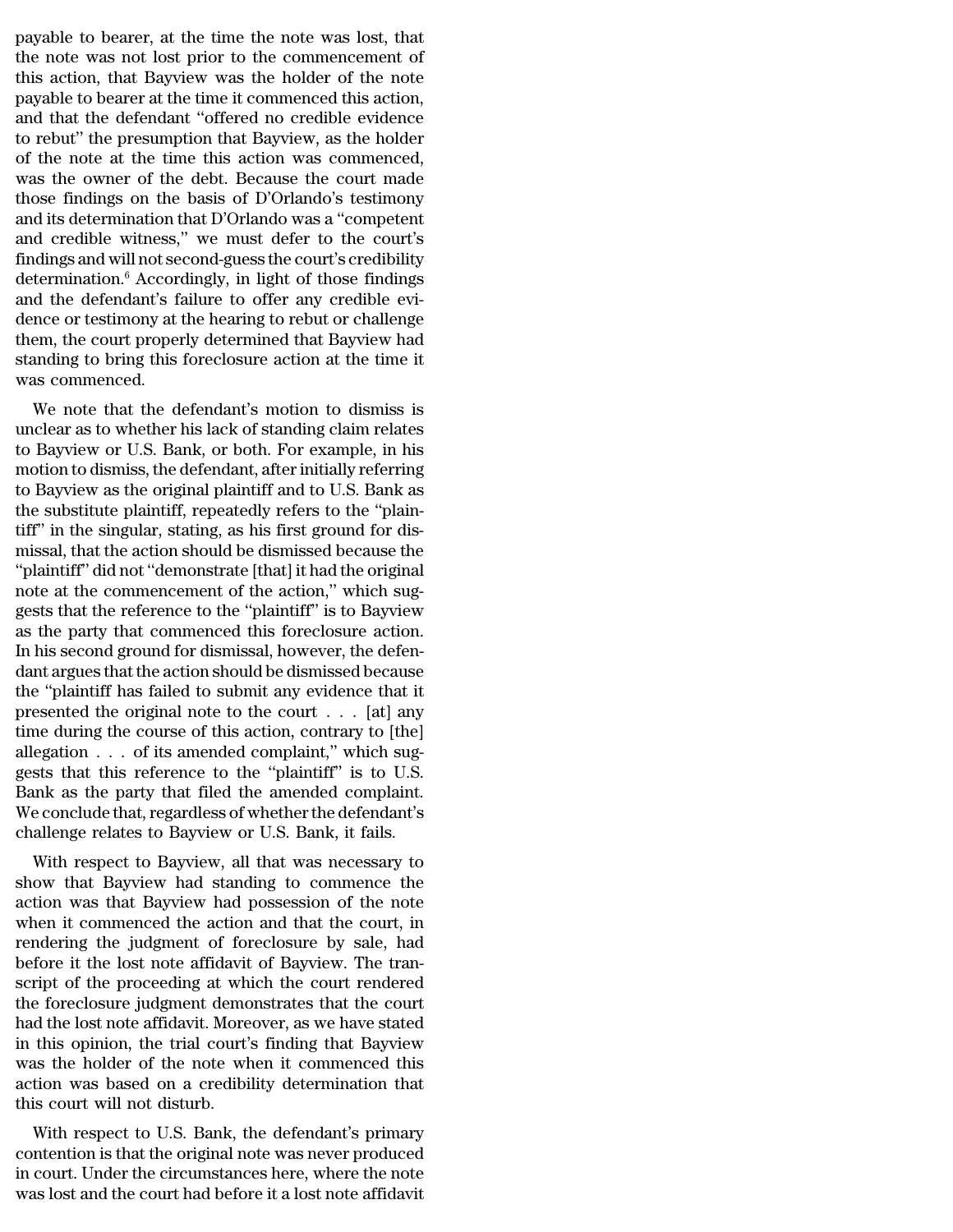payable to bearer, at the time the note was lost, that the note was not lost prior to the commencement of this action, that Bayview was the holder of the note payable to bearer at the time it commenced this action, and that the defendant "offered no credible evidence to rebut" the presumption that Bayview, as the holder of the note at the time this action was commenced, was the owner of the debt. Because the court made those findings on the basis of D'Orlando's testimony and its determination that D'Orlando was a "competent and credible witness," we must defer to the court's findings and will not second-guess the court's credibility determination.[6] Accordingly, in light of those findings and the defendant's failure to offer any credible evidence or testimony at the hearing to rebut or challenge them, the court properly determined that Bayview had standing to bring this foreclosure action at the time it was commenced.

We note that the defendant's motion to dismiss is unclear as to whether his lack of standing claim relates to Bayview or U.S. Bank, or both. For example, in his motion to dismiss, the defendant, after initially referring to Bayview as the original plaintiff and to U.S. Bank as the substitute plaintiff, repeatedly refers to the "plaintiff" in the singular, stating, as his first ground for dismissal, that the action should be dismissed because the "plaintiff" did not "demonstrate [that] it had the original note at the commencement of the action," which suggests that the reference to the "plaintiff" is to Bayview as the party that commenced this foreclosure action. In his second ground for dismissal, however, the defendant argues that the action should be dismissed because the "plaintiff has failed to submit any evidence that it presented the original note to the court . . . [at] any time during the course of this action, contrary to [the] allegation . . . of its amended complaint," which suggests that this reference to the "plaintiff" is to U.S. Bank as the party that filed the amended complaint. We conclude that, regardless of whether the defendant's challenge relates to Bayview or U.S. Bank, it fails.

With respect to Bayview, all that was necessary to show that Bayview had standing to commence the action was that Bayview had possession of the note when it commenced the action and that the court, in rendering the judgment of foreclosure by sale, had before it the lost note affidavit of Bayview. The transcript of the proceeding at which the court rendered the foreclosure judgment demonstrates that the court had the lost note affidavit. Moreover, as we have stated in this opinion, the trial court's finding that Bayview was the holder of the note when it commenced this action was based on a credibility determination that this court will not disturb.

With respect to U.S. Bank, the defendant's primary contention is that the original note was never produced in court. Under the circumstances here, where the note was lost and the court had before it a lost note affidavit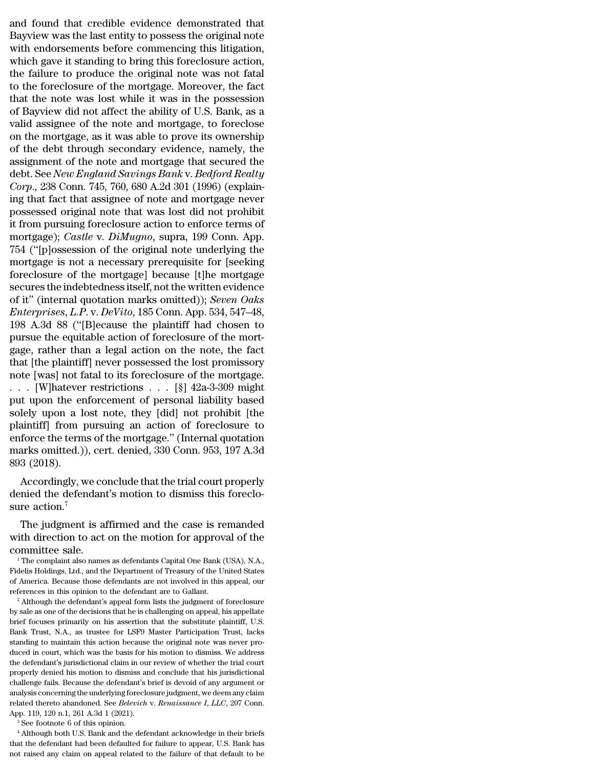and found that credible evidence demonstrated that Bayview was the last entity to possess the original note with endorsements before commencing this litigation, which gave it standing to bring this foreclosure action, the failure to produce the original note was not fatal to the foreclosure of the mortgage. Moreover, the fact that the note was lost while it was in the possession of Bayview did not affect the ability of U.S. Bank, as a valid assignee of the note and mortgage, to foreclose on the mortgage, as it was able to prove its ownership of the debt through secondary evidence, namely, the assignment of the note and mortgage that secured the debt. See *New England Savings Bank* v. *Bedford Realty Corp.*, 238 Conn. 745, 760, 680 A.2d 301 (1996) (explaining that fact that assignee of note and mortgage never possessed original note that was lost did not prohibit it from pursuing foreclosure action to enforce terms of mortgage); *Castle* v. *DiMugno*, supra, 199 Conn. App. 754 ("[p]ossession of the original note underlying the mortgage is not a necessary prerequisite for [seeking foreclosure of the mortgage] because [t]he mortgage secures the indebtedness itself, not the written evidence of it" (internal quotation marks omitted)); *Seven Oaks Enterprises, L.P.* v. *DeVito*, 185 Conn. App. 534, 547–48, 198 A.3d 88 ("[B]ecause the plaintiff had chosen to pursue the equitable action of foreclosure of the mortgage, rather than a legal action on the note, the fact that [the plaintiff] never possessed the lost promissory note [was] not fatal to its foreclosure of the mortgage. . . . [W]hatever restrictions . . . [§] 42a-3-309 might put upon the enforcement of personal liability based solely upon a lost note, they [did] not prohibit [the plaintiff] from pursuing an action of foreclosure to enforce the terms of the mortgage." (Internal quotation marks omitted.)), cert. denied, 330 Conn. 953, 197 A.3d 893 (2018).

Accordingly, we conclude that the trial court properly denied the defendant's motion to dismiss this foreclosure action.[7]

The judgment is affirmed and the case is remanded with direction to act on the motion for approval of the committee sale.

[1] The complaint also names as defendants Capital One Bank (USA), N.A., Fidelis Holdings, Ltd., and the Department of Treasury of the United States of America. Because those defendants are not involved in this appeal, our references in this opinion to the defendant are to Gallant.

[2] Although the defendant's appeal form lists the judgment of foreclosure by sale as one of the decisions that he is challenging on appeal, his appellate brief focuses primarily on his assertion that the substitute plaintiff, U.S. Bank Trust, N.A., as trustee for LSF9 Master Participation Trust, lacks standing to maintain this action because the original note was never produced in court, which was the basis for his motion to dismiss. We address the defendant's jurisdictional claim in our review of whether the trial court properly denied his motion to dismiss and conclude that his jurisdictional challenge fails. Because the defendant's brief is devoid of any argument or analysis concerning the underlying foreclosure judgment, we deem any claim related thereto abandoned. See *Belevich* v. *Renaissance I, LLC*, 207 Conn. App. 119, 120 n.1, 261 A.3d 1 (2021).

[3] See footnote 6 of this opinion.

[4] Although both U.S. Bank and the defendant acknowledge in their briefs that the defendant had been defaulted for failure to appear, U.S. Bank has not raised any claim on appeal related to the failure of that default to be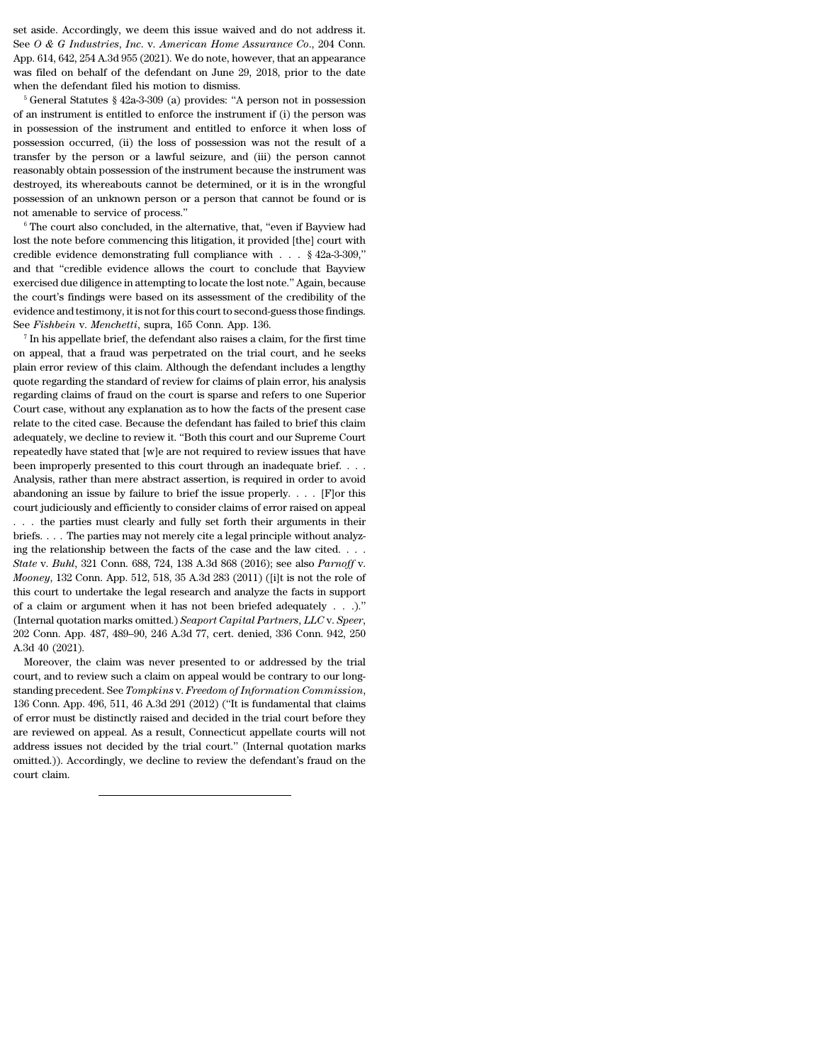set aside. Accordingly, we deem this issue waived and do not address it. See *O & G Industries, Inc.* v. *American Home Assurance Co.*, 204 Conn. App. 614, 642, 254 A.3d 955 (2021). We do note, however, that an appearance was filed on behalf of the defendant on June 29, 2018, prior to the date when the defendant filed his motion to dismiss.

[5] General Statutes § 42a-3-309 (a) provides: "A person not in possession of an instrument is entitled to enforce the instrument if (i) the person was in possession of the instrument and entitled to enforce it when loss of possession occurred, (ii) the loss of possession was not the result of a transfer by the person or a lawful seizure, and (iii) the person cannot reasonably obtain possession of the instrument because the instrument was destroyed, its whereabouts cannot be determined, or it is in the wrongful possession of an unknown person or a person that cannot be found or is not amenable to service of process."

[6] The court also concluded, in the alternative, that, "even if Bayview had lost the note before commencing this litigation, it provided [the] court with credible evidence demonstrating full compliance with . . . § 42a-3-309," and that "credible evidence allows the court to conclude that Bayview exercised due diligence in attempting to locate the lost note." Again, because the court's findings were based on its assessment of the credibility of the evidence and testimony, it is not for this court to second-guess those findings. See *Fishbein* v. *Menchetti*, supra, 165 Conn. App. 136.

[7] In his appellate brief, the defendant also raises a claim, for the first time on appeal, that a fraud was perpetrated on the trial court, and he seeks plain error review of this claim. Although the defendant includes a lengthy quote regarding the standard of review for claims of plain error, his analysis regarding claims of fraud on the court is sparse and refers to one Superior Court case, without any explanation as to how the facts of the present case relate to the cited case. Because the defendant has failed to brief this claim adequately, we decline to review it. "Both this court and our Supreme Court repeatedly have stated that [w]e are not required to review issues that have been improperly presented to this court through an inadequate brief. . . . Analysis, rather than mere abstract assertion, is required in order to avoid abandoning an issue by failure to brief the issue properly. . . . [F]or this court judiciously and efficiently to consider claims of error raised on appeal . . . the parties must clearly and fully set forth their arguments in their briefs. . . . The parties may not merely cite a legal principle without analyzing the relationship between the facts of the case and the law cited. . . . *State* v. *Buhl*, 321 Conn. 688, 724, 138 A.3d 868 (2016); see also *Parnoff* v. *Mooney*, 132 Conn. App. 512, 518, 35 A.3d 283 (2011) ([i]t is not the role of this court to undertake the legal research and analyze the facts in support of a claim or argument when it has not been briefed adequately . . .)." (Internal quotation marks omitted.) *Seaport Capital Partners, LLC* v. *Speer*, 202 Conn. App. 487, 489–90, 246 A.3d 77, cert. denied, 336 Conn. 942, 250 A.3d 40 (2021).

Moreover, the claim was never presented to or addressed by the trial court, and to review such a claim on appeal would be contrary to our longstanding precedent. See *Tompkins* v. *Freedom of Information Commission*, 136 Conn. App. 496, 511, 46 A.3d 291 (2012) ("It is fundamental that claims of error must be distinctly raised and decided in the trial court before they are reviewed on appeal. As a result, Connecticut appellate courts will not address issues not decided by the trial court." (Internal quotation marks omitted.)). Accordingly, we decline to review the defendant's fraud on the court claim.